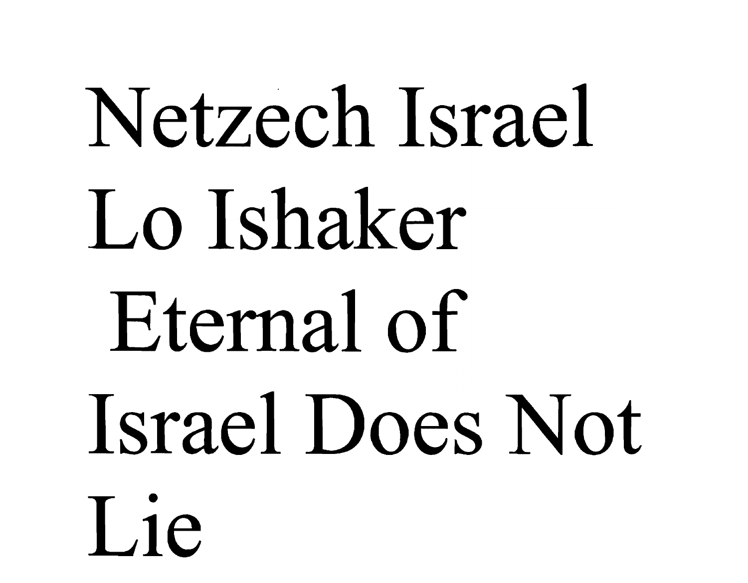# Netzech Israel Lo Ishaker
# Eternal of Israel Does Not Lie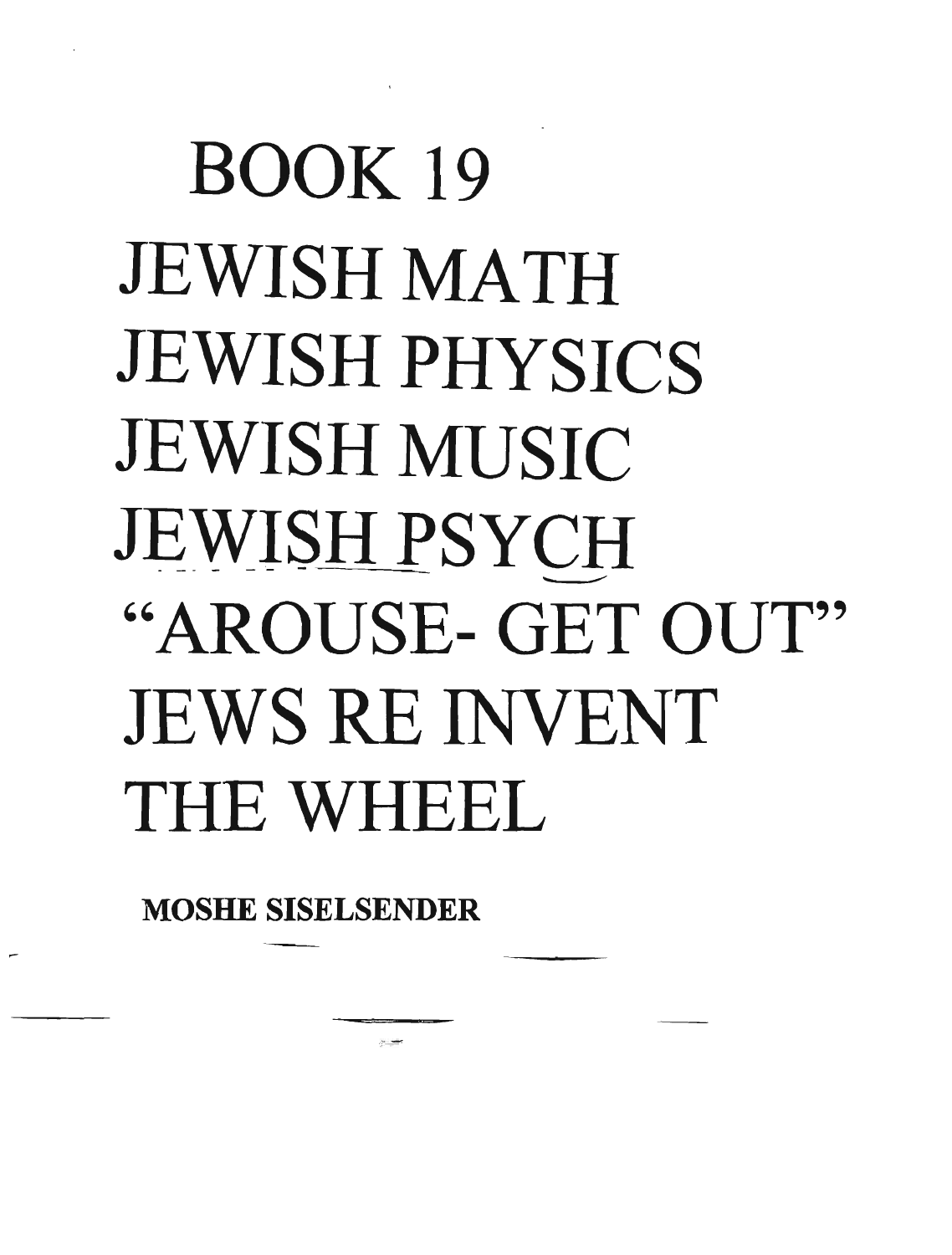# BOOK 19

# JEWISH MATH
# JEWISH PHYSICS
# JEWISH MUSIC
# JEWISH PSYCH
# "AROUSE- GET OUT"
# JEWS RE INVENT THE WHEEL

**MOSHE SISELSENDER**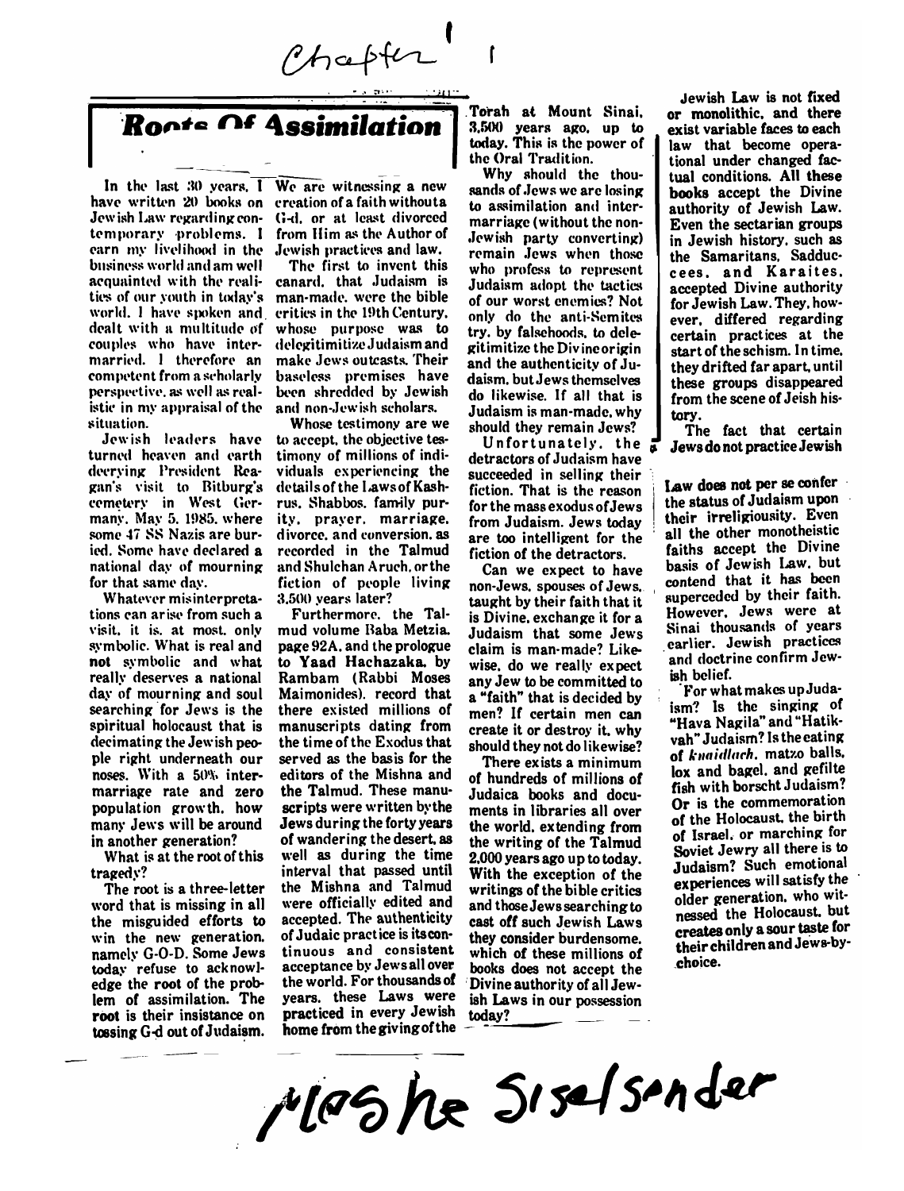Chapter 1

# Roots Of Assimilation

In the last 30 years, I have written 20 books on Jewish Law regarding contemporary problems. I earn my livelihood in the business world and am well acquainted with the realities of our youth in today's world. I have spoken and dealt with a multitude of couples who have intermarried. I therefore am competent from a scholarly perspective, as well as realistic in my appraisal of the situation.

Jewish leaders have turned heaven and earth decrying President Reagan's visit to Bitburg's cemetery in West Germany, May 5, 1985, where some 47 SS Nazis are buried. Some have declared a national day of mourning for that same day.

Whatever misinterpretations can arise from such a visit, it is, at most, only symbolic. What is real and **not** symbolic and what really deserves a national day of mourning and soul searching for Jews is the spiritual holocaust that is decimating the Jewish people right underneath our noses. With a 50% intermarriage rate and zero population growth, how many Jews will be around in another generation?

What is at the root of this tragedy?

The root is a three-letter word that is missing in all the misguided efforts to win the new generation, namely G-O-D. Some Jews today refuse to acknowledge the **root** of the problem of assimilation. The **root** is their insistance on tossing G-d out of Judaism. We are witnessing a new creation of a faith withouta G-d, or at least divorced from Him as the Author of Jewish practices and law.

The first to invent this canard, that Judaism is man-made, were the bible critics in the 19th Century, whose purpose was to delegitimize Judaism and make Jews outcasts. Their baseless premises have been shredded by Jewish and non-Jewish scholars.

Whose testimony are we to accept, the objective testimony of millions of individuals experiencing the details of the Laws of Kashrus, Shabbos, family purity, prayer, marriage, divorce, and conversion, as recorded in the Talmud and Shulchan Aruch, or the fiction of people living 3,500 years later?

Furthermore, the Talmud volume Baba Metzia, page 92A, and the prologue to Yaad Hachazaka, by Rambam (Rabbi Moses Maimonides), record that there existed millions of manuscripts dating from the time of the Exodus that served as the basis for the editors of the Mishna and the Talmud. These manuscripts were written by the Jews during the forty years of wandering the desert, as well as during the time interval that passed until the Mishna and Talmud were officially edited and accepted. The authenticity of Judaic practice is its continuous and consistent acceptance by Jews all over the world. For thousands of years, these Laws were practiced in every Jewish home from the giving of the Torah at Mount Sinai, 3,500 years ago, up to today. This is the power of the Oral Tradition.

Why should the thousands of Jews we are losing to assimilation and intermarriage (without the non-Jewish party converting) remain Jews when those who profess to represent Judaism adopt the tactics of our worst enemies? Not only do the anti-Semites try, by falsehoods, to delegitimize the Divine origin and the authenticity of Judaism, but Jews themselves do likewise. If all that is Judaism is man-made, why should they remain Jews?

Unfortunately, the detractors of Judaism have succeeded in selling their fiction. That is the reason for the mass exodus of Jews from Judaism. Jews today are too intelligent for the fiction of the detractors.

Can we expect to have non-Jews, spouses of Jews, taught by their faith that it is Divine, exchange it for a Judaism that some Jews claim is man-made? Likewise, do we really expect any Jew to be committed to a "faith" that is decided by men? If certain men can create it or destroy it, why should they not do likewise?

There exists a minimum of hundreds of millions of Judaica books and documents in libraries all over the world, extending from the writing of the Talmud 2,000 years ago up to today. With the exception of the writings of the bible critics and those Jews searching to cast off such Jewish Laws they consider burdensome, which of these millions of books does not accept the Divine authority of all Jewish Laws in our possession today?

Jewish Law is not fixed or monolithic, and there exist variable faces to each law that become operational under changed factual conditions. All these books accept the Divine authority of Jewish Law. Even the sectarian groups in Jewish history, such as the Samaritans, Sadducees, and Karaites, accepted Divine authority for Jewish Law. They, however, differed regarding certain practices at the start of the schism. In time, they drifted far apart, until these groups disappeared from the scene of Jeish history.

The fact that certain Jews do not practice Jewish Law does not per se confer the status of Judaism upon their irreligiousity. Even all the other monotheistic faiths accept the Divine basis of Jewish Law, but contend that it has been superceded by their faith. However, Jews were at Sinai thousands of years earlier. Jewish practices and doctrine confirm Jewish belief.

For what makes up Judaism? Is the singing of "Hava Nagila" and "Hatikvah" Judaism? Is the eating of *knaidlach*, matzo balls, lox and bagel, and gefilte fish with borscht Judaism? Or is the commemoration of the Holocaust, the birth of Israel, or marching for Soviet Jewry all there is to Judaism? Such emotional experiences will satisfy the older generation, who witnessed the Holocaust, but creates only a sour taste for their children and Jews-by-choice.

Moshe Sisselsender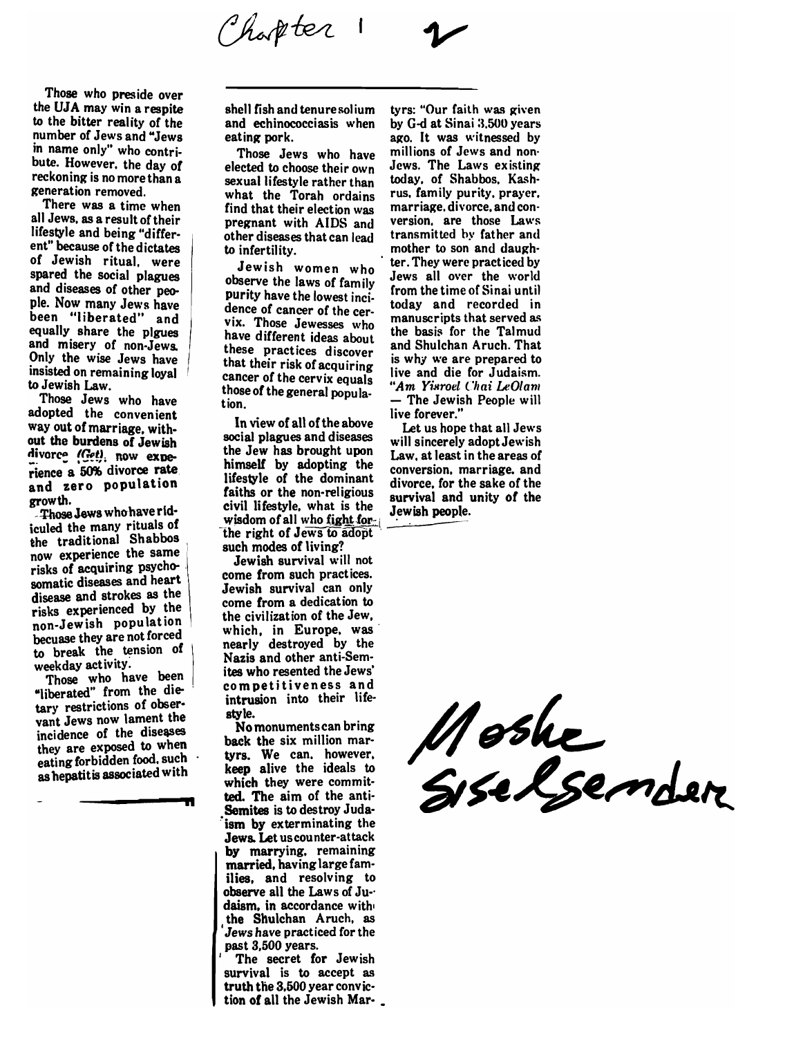Chapter 1

Those who preside over the UJA may win a respite to the bitter reality of the number of Jews and "Jews in name only" who contribute. However, the day of reckoning is no more than a generation removed.

There was a time when all Jews, as a result of their lifestyle and being "different" because of the dictates of Jewish ritual, were spared the social plagues and diseases of other people. Now many Jews have been "liberated" and equally share the plgues and misery of non-Jews. Only the wise Jews have insisted on remaining loyal to Jewish Law.

Those Jews who have adopted the convenient way out of marriage, without the burdens of Jewish divorce *(Get)*, now experience a 50% divorce rate and zero population growth.

Those Jews who have ridiculed the many rituals of the traditional Shabbos now experience the same risks of acquiring psychosomatic diseases and heart disease and strokes as the risks experienced by the non-Jewish population becuase they are not forced to break the tension of weekday activity.

Those who have been "liberated" from the dietary restrictions of observant Jews now lament the incidence of the diseases they are exposed to when eating forbidden food, such as hepatitis associated with shell fish and tenure solium and echinococciasis when eating pork.

Those Jews who have elected to choose their own sexual lifestyle rather than what the Torah ordains find that their election was pregnant with AIDS and other diseases that can lead to infertility.

Jewish women who observe the laws of family purity have the lowest incidence of cancer of the cervix. Those Jewesses who have different ideas about these practices discover that their risk of acquiring cancer of the cervix equals those of the general population.

In view of all of the above social plagues and diseases the Jew has brought upon himself by adopting the lifestyle of the dominant faiths or the non-religious civil lifestyle, what is the wisdom of all who fight for the right of Jews to adopt such modes of living?

Jewish survival will not come from such practices. Jewish survival can only come from a dedication to the civilization of the Jew, which, in Europe, was nearly destroyed by the Nazis and other anti-Semites who resented the Jews' competitiveness and intrusion into their lifestyle.

No monuments can bring back the six million martyrs. We can, however, keep alive the ideals to which they were committed. The aim of the anti-Semites is to destroy Judaism by exterminating the Jews. Let us counter-attack by marrying, remaining married, having large families, and resolving to observe all the Laws of Judaism, in accordance with the Shulchan Aruch, as Jews have practiced for the past 3,500 years.

The secret for Jewish survival is to accept as truth the 3,500 year conviction of all the Jewish Martyrs: "Our faith was given by G-d at Sinai 3,500 years ago. It was witnessed by millions of Jews and non-Jews. The Laws existing today, of Shabbos, Kashrus, family purity, prayer, marriage, divorce, and conversion, are those Laws transmitted by father and mother to son and daughter. They were practiced by Jews all over the world from the time of Sinai until today and recorded in manuscripts that served as the basis for the Talmud and Shulchan Aruch. That is why we are prepared to live and die for Judaism. *"Am Yisroel Chai LeOlam* — The Jewish People will live forever."

Let us hope that all Jews will sincerely adopt Jewish Law, at least in the areas of conversion, marriage, and divorce, for the sake of the survival and unity of the Jewish people.

Moshe Siselgender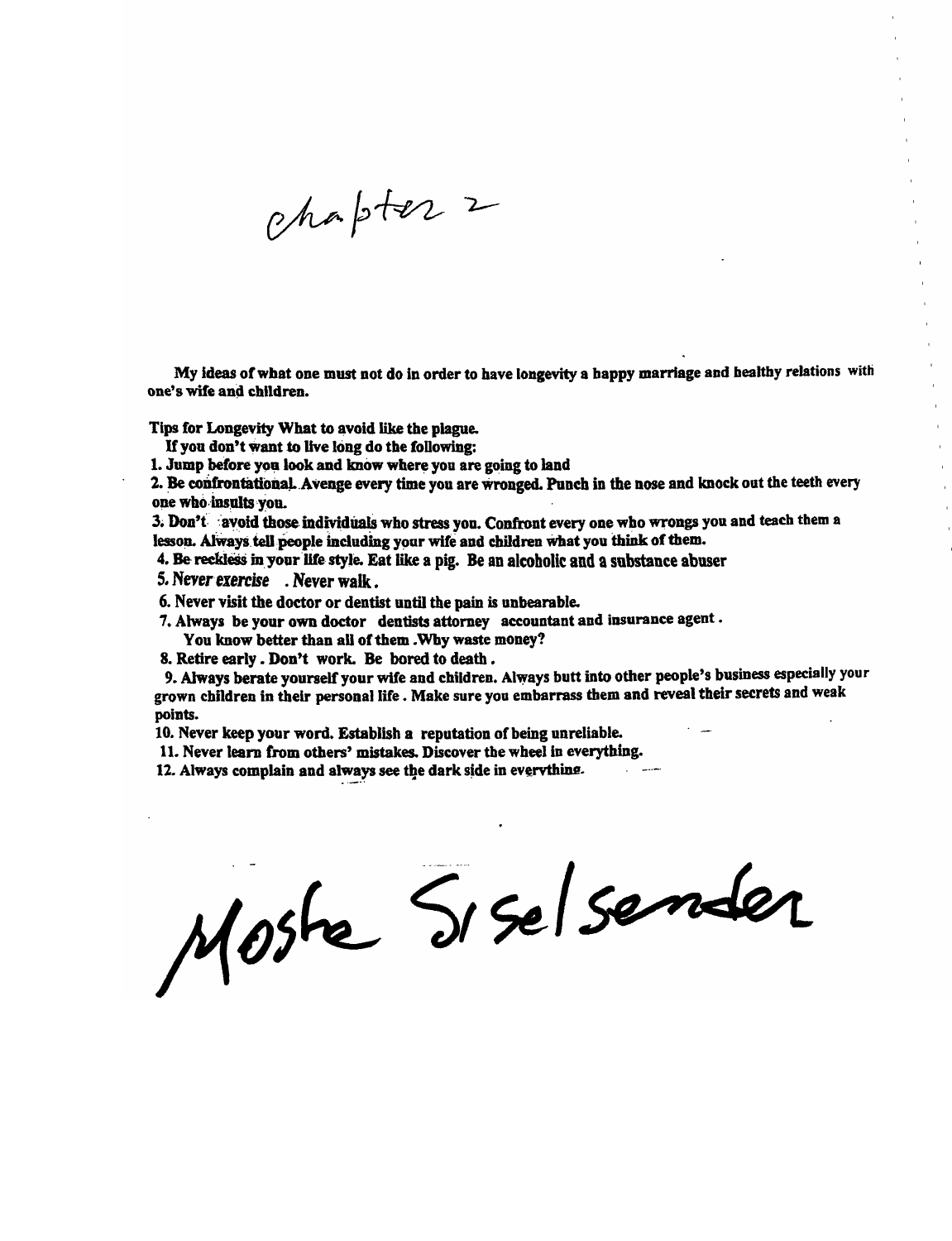# chapter 2

**My ideas of what one must not do in order to have longevity a happy marriage and healthy relations with one's wife and children.**

**Tips for Longevity What to avoid like the plague.**

**If you don't want to live long do the following:**

**1. Jump before you look and know where you are going to land**

**2. Be confrontational. Avenge every time you are wronged. Punch in the nose and knock out the teeth every one who insults you.**

**3. Don't avoid those individuals who stress you. Confront every one who wrongs you and teach them a lesson. Always tell people including your wife and children what you think of them.**

**4. Be reckless in your life style. Eat like a pig. Be an alcoholic and a substance abuser**

**5. *Never exercise* . Never walk .**

**6. Never visit the doctor or dentist until the pain is unbearable.**

**7. Always be your own doctor dentists attorney accountant and insurance agent .**
**You know better than all of them .Why waste money?**

**8. Retire early . Don't work. Be bored to death .**

**9. Always berate yourself your wife and children. Always butt into other people's business especially your grown children in their personal life . Make sure you embarrass them and reveal their secrets and weak points.**

**10. Never keep your word. Establish a reputation of being unreliable.**

**11. Never learn from others' mistakes. Discover the wheel in everything.**

**12. Always complain and always see the dark side in everything.**

Moshe Siselsender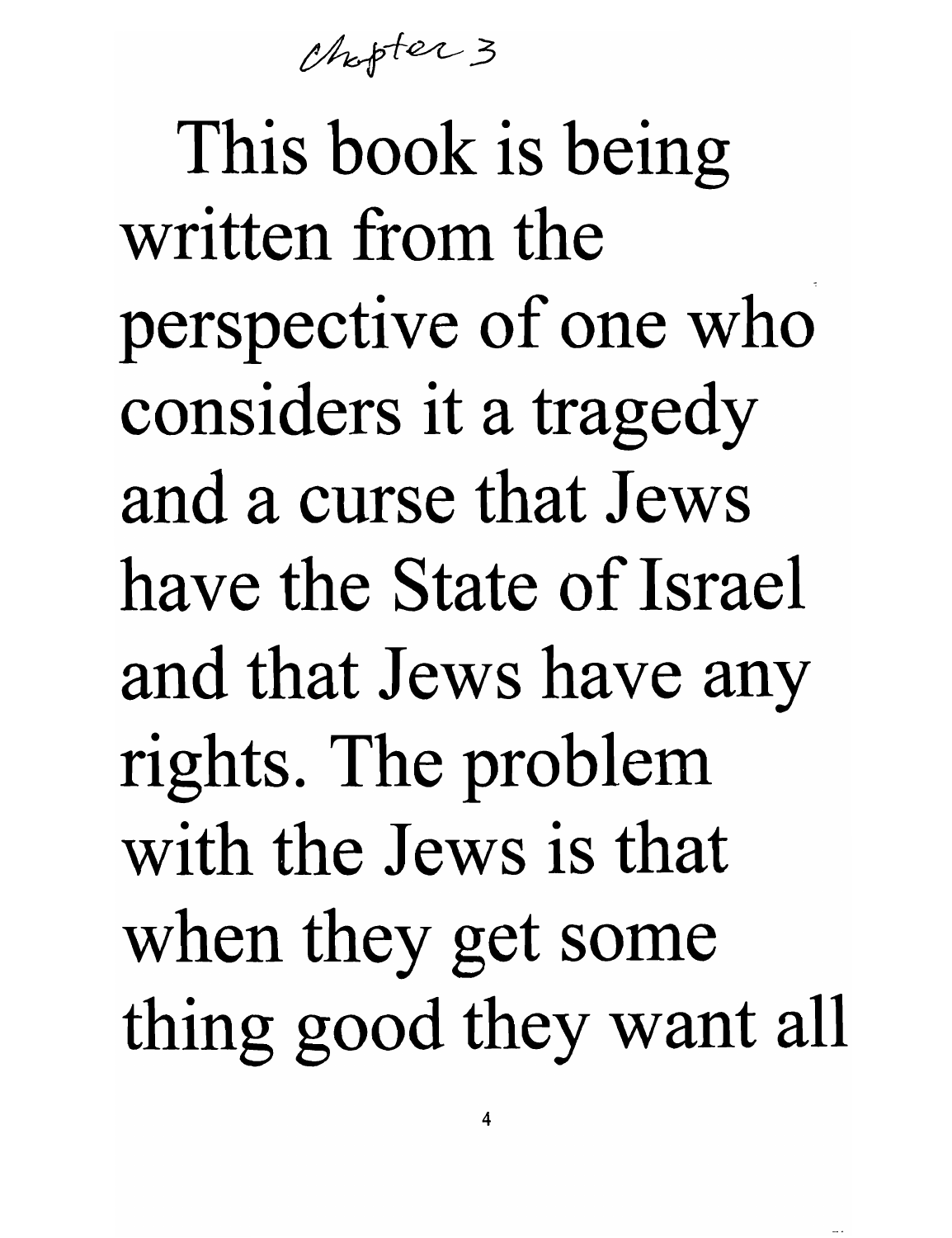*Chapter 3*

This book is being written from the perspective of one who considers it a tragedy and a curse that Jews have the State of Israel and that Jews have any rights. The problem with the Jews is that when they get some thing good they want all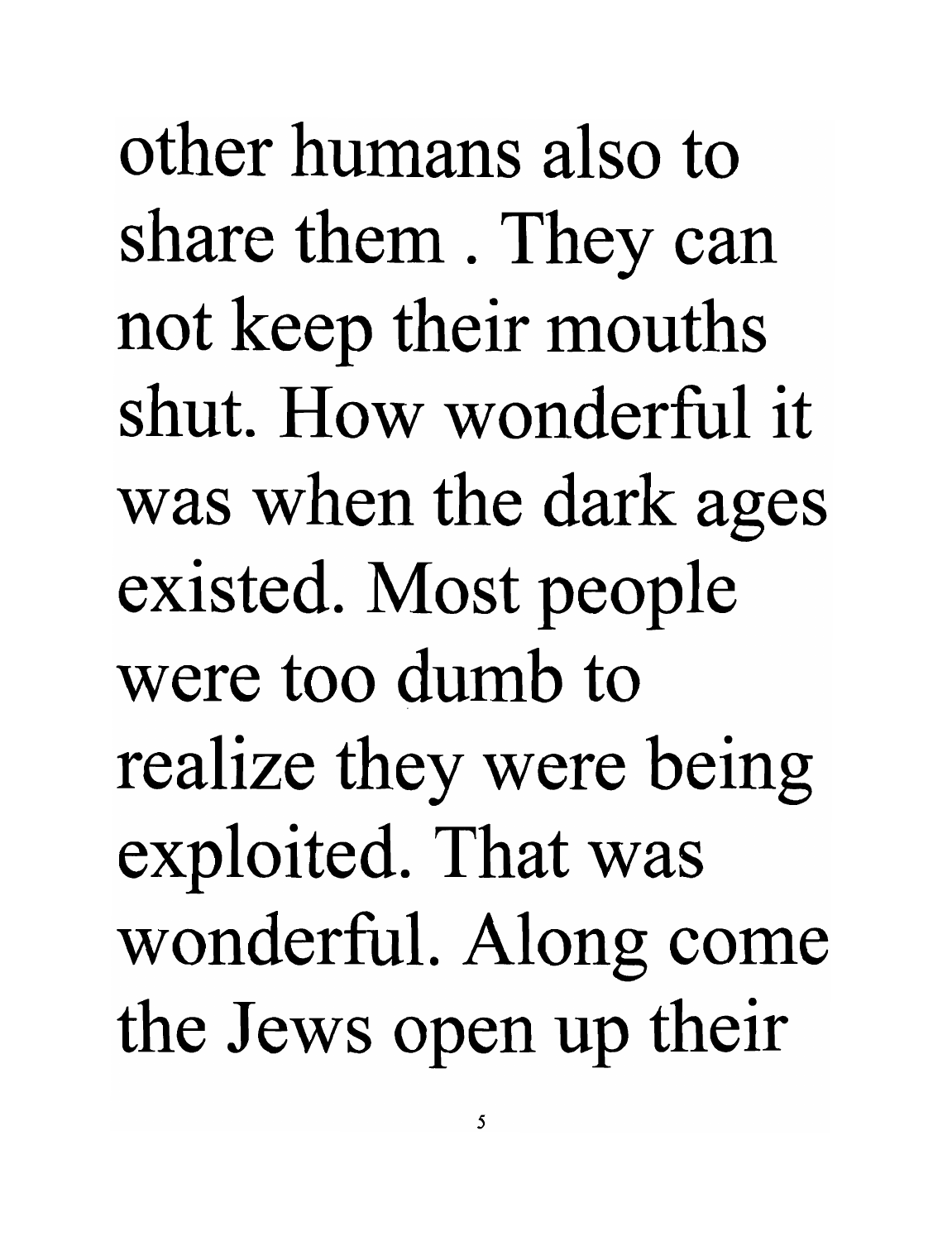other humans also to share them . They can not keep their mouths shut. How wonderful it was when the dark ages existed. Most people were too dumb to realize they were being exploited. That was wonderful. Along come the Jews open up their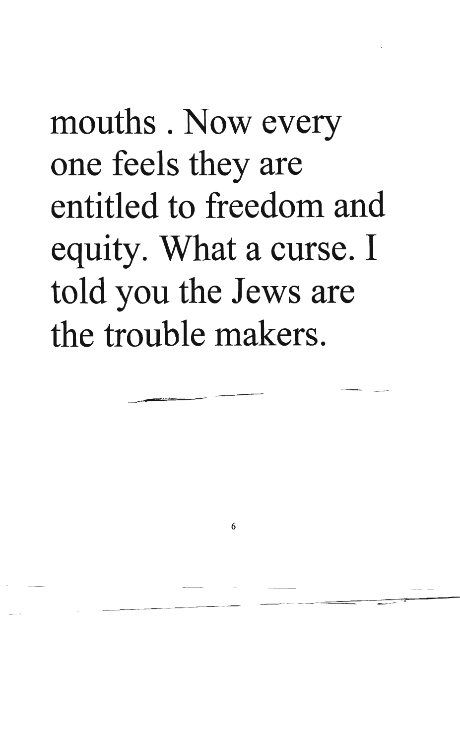mouths . Now every one feels they are entitled to freedom and equity. What a curse. I told you the Jews are the trouble makers.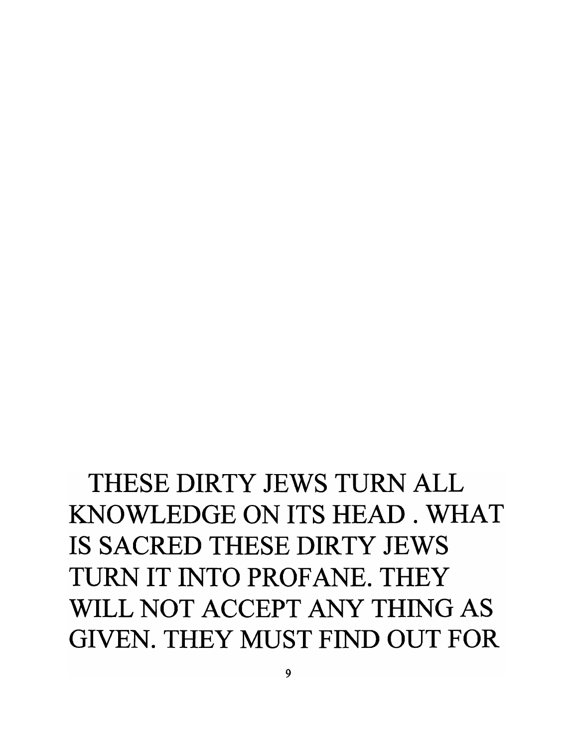THESE DIRTY JEWS TURN ALL KNOWLEDGE ON ITS HEAD . WHAT IS SACRED THESE DIRTY JEWS TURN IT INTO PROFANE. THEY WILL NOT ACCEPT ANY THING AS GIVEN. THEY MUST FIND OUT FOR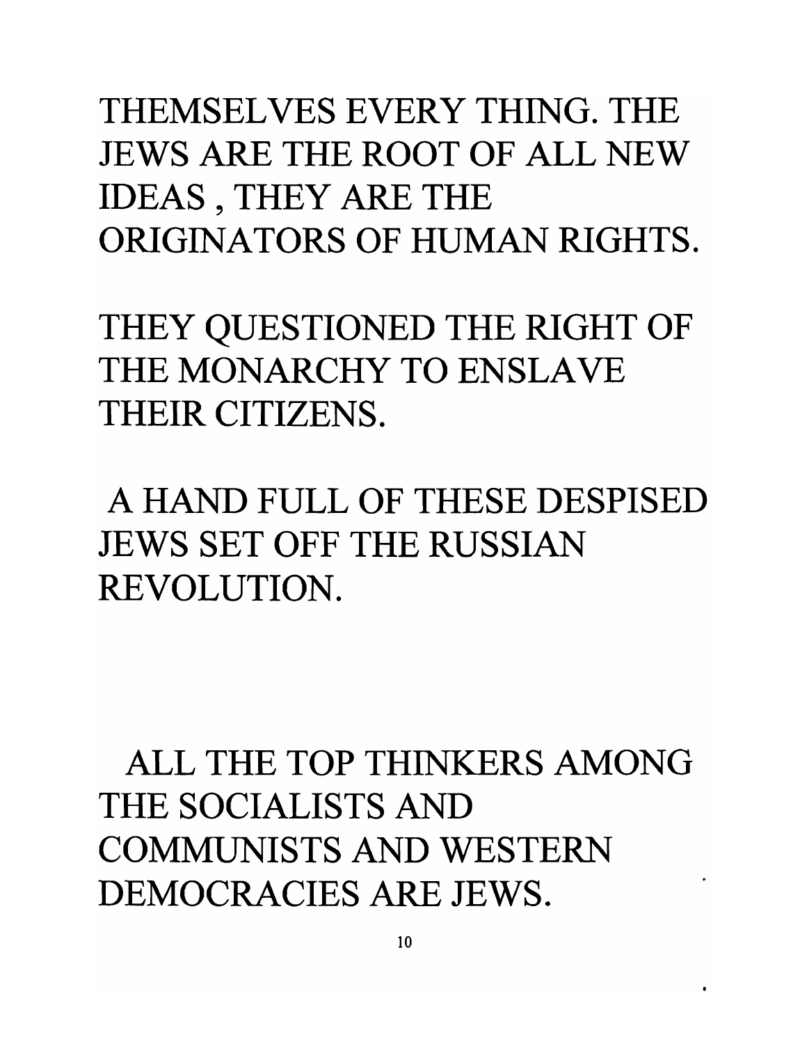THEMSELVES EVERY THING. THE JEWS ARE THE ROOT OF ALL NEW IDEAS , THEY ARE THE ORIGINATORS OF HUMAN RIGHTS.

THEY QUESTIONED THE RIGHT OF THE MONARCHY TO ENSLAVE THEIR CITIZENS.

A HAND FULL OF THESE DESPISED JEWS SET OFF THE RUSSIAN REVOLUTION.

ALL THE TOP THINKERS AMONG THE SOCIALISTS AND COMMUNISTS AND WESTERN DEMOCRACIES ARE JEWS.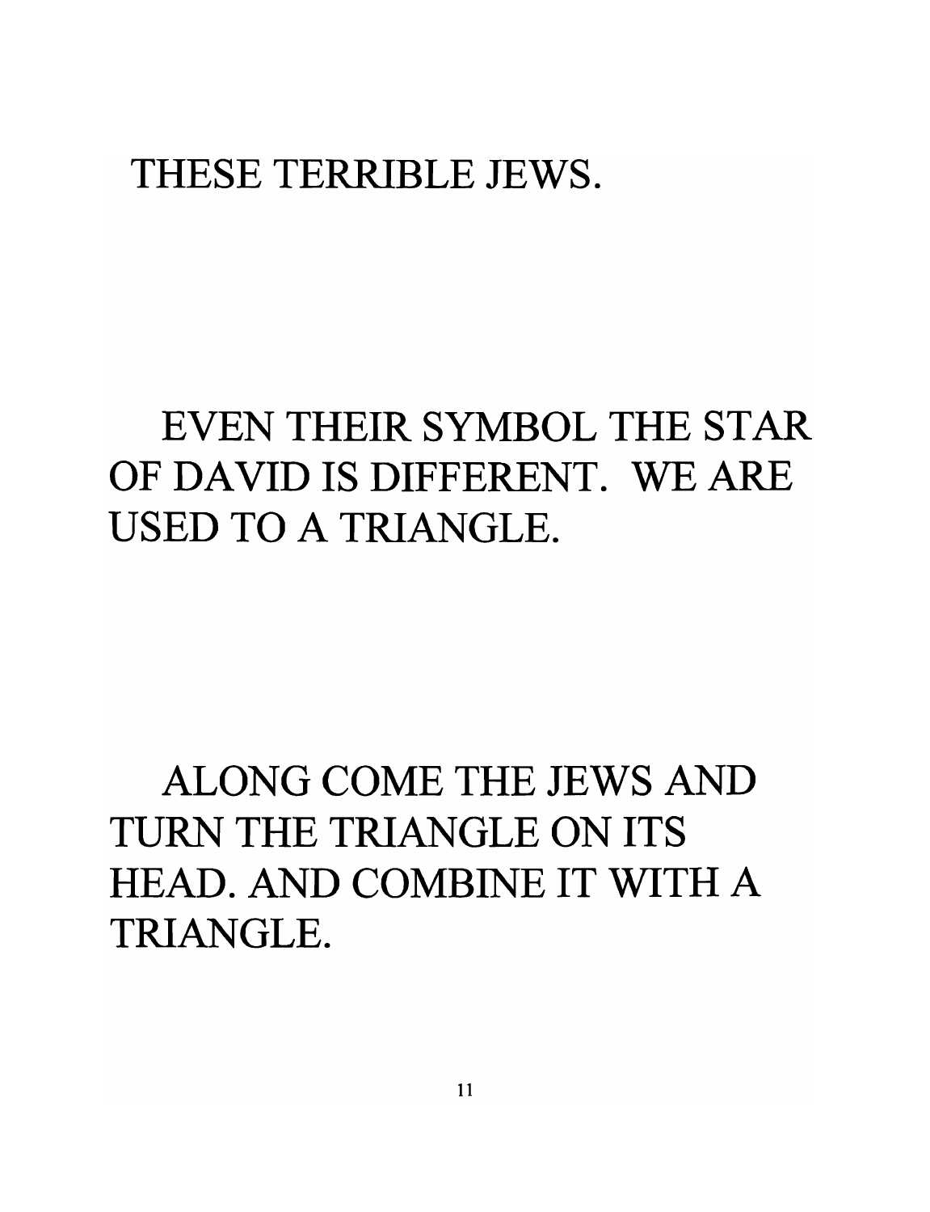THESE TERRIBLE JEWS.

EVEN THEIR SYMBOL THE STAR OF DAVID IS DIFFERENT. WE ARE USED TO A TRIANGLE.

ALONG COME THE JEWS AND TURN THE TRIANGLE ON ITS HEAD. AND COMBINE IT WITH A TRIANGLE.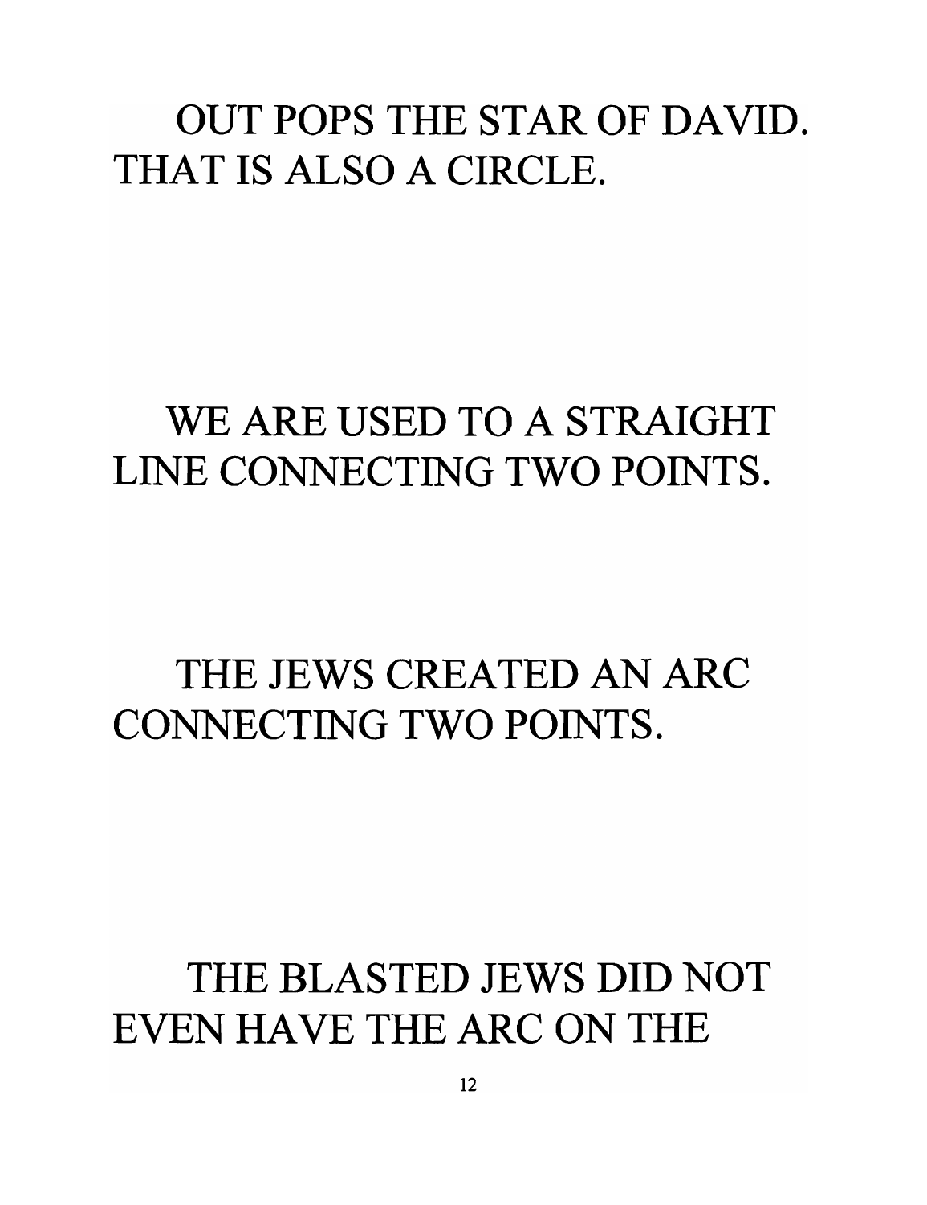OUT POPS THE STAR OF DAVID. THAT IS ALSO A CIRCLE.

WE ARE USED TO A STRAIGHT LINE CONNECTING TWO POINTS.

THE JEWS CREATED AN ARC CONNECTING TWO POINTS.

THE BLASTED JEWS DID NOT EVEN HAVE THE ARC ON THE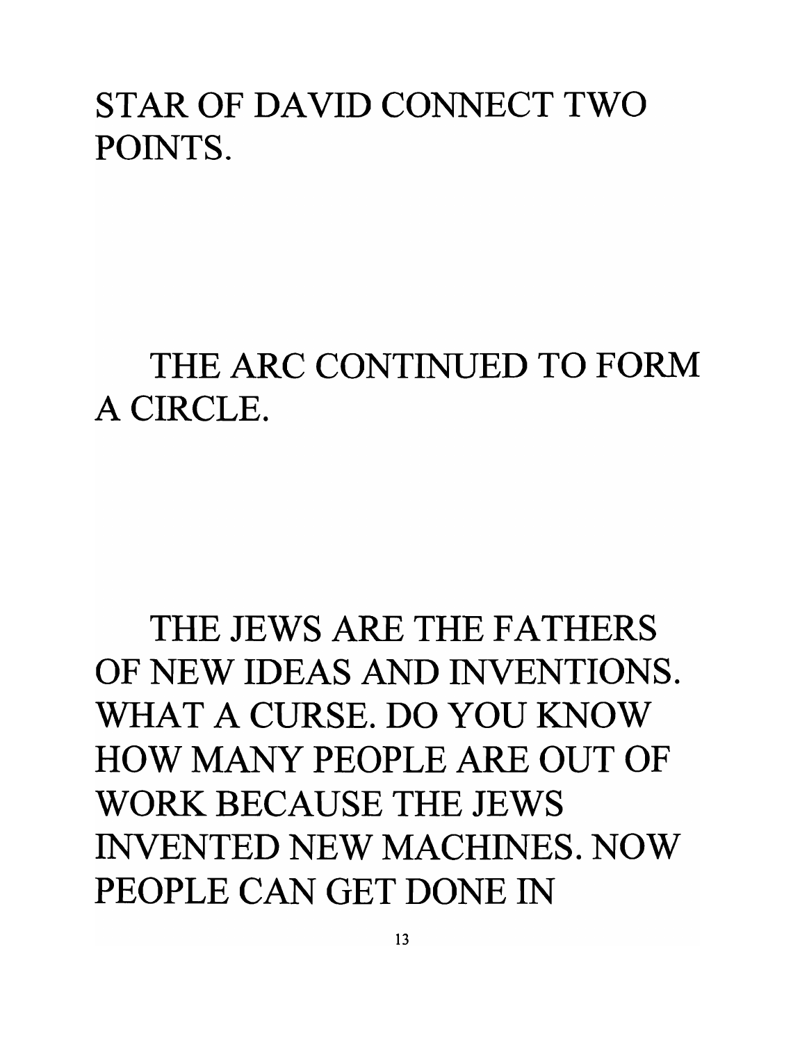STAR OF DAVID CONNECT TWO POINTS.

THE ARC CONTINUED TO FORM A CIRCLE.

THE JEWS ARE THE FATHERS OF NEW IDEAS AND INVENTIONS. WHAT A CURSE. DO YOU KNOW HOW MANY PEOPLE ARE OUT OF WORK BECAUSE THE JEWS INVENTED NEW MACHINES. NOW PEOPLE CAN GET DONE IN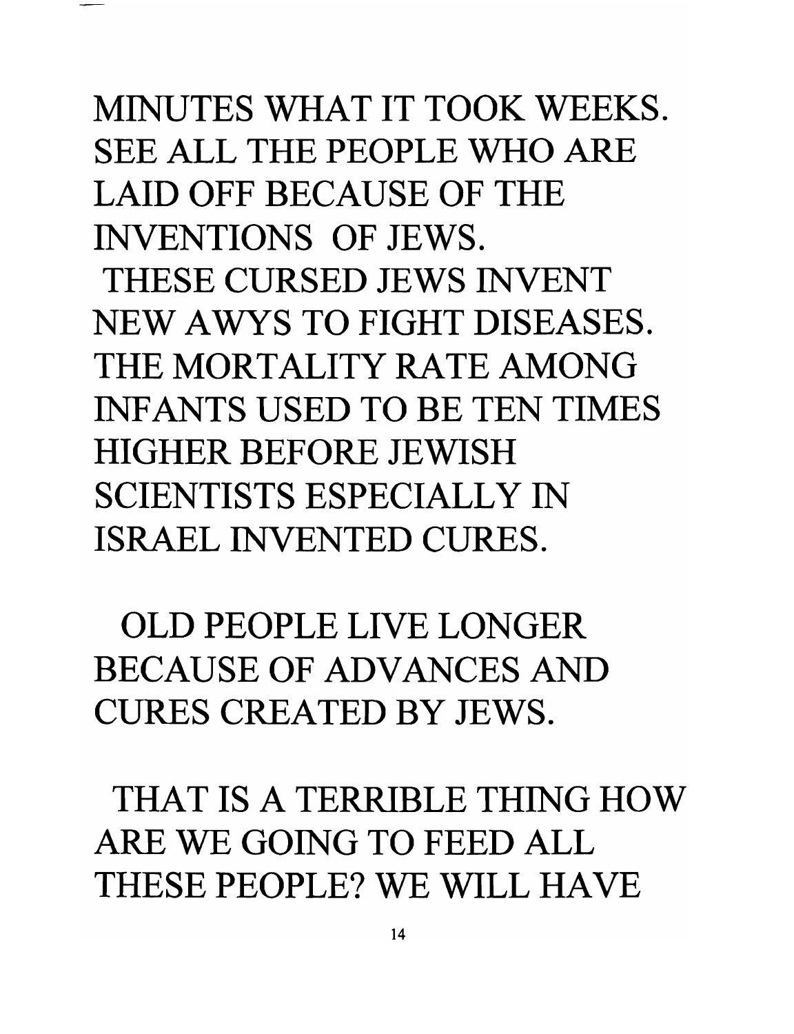MINUTES WHAT IT TOOK WEEKS. SEE ALL THE PEOPLE WHO ARE LAID OFF BECAUSE OF THE INVENTIONS OF JEWS.

THESE CURSED JEWS INVENT NEW AWYS TO FIGHT DISEASES. THE MORTALITY RATE AMONG INFANTS USED TO BE TEN TIMES HIGHER BEFORE JEWISH SCIENTISTS ESPECIALLY IN ISRAEL INVENTED CURES.

OLD PEOPLE LIVE LONGER BECAUSE OF ADVANCES AND CURES CREATED BY JEWS.

THAT IS A TERRIBLE THING HOW ARE WE GOING TO FEED ALL THESE PEOPLE? WE WILL HAVE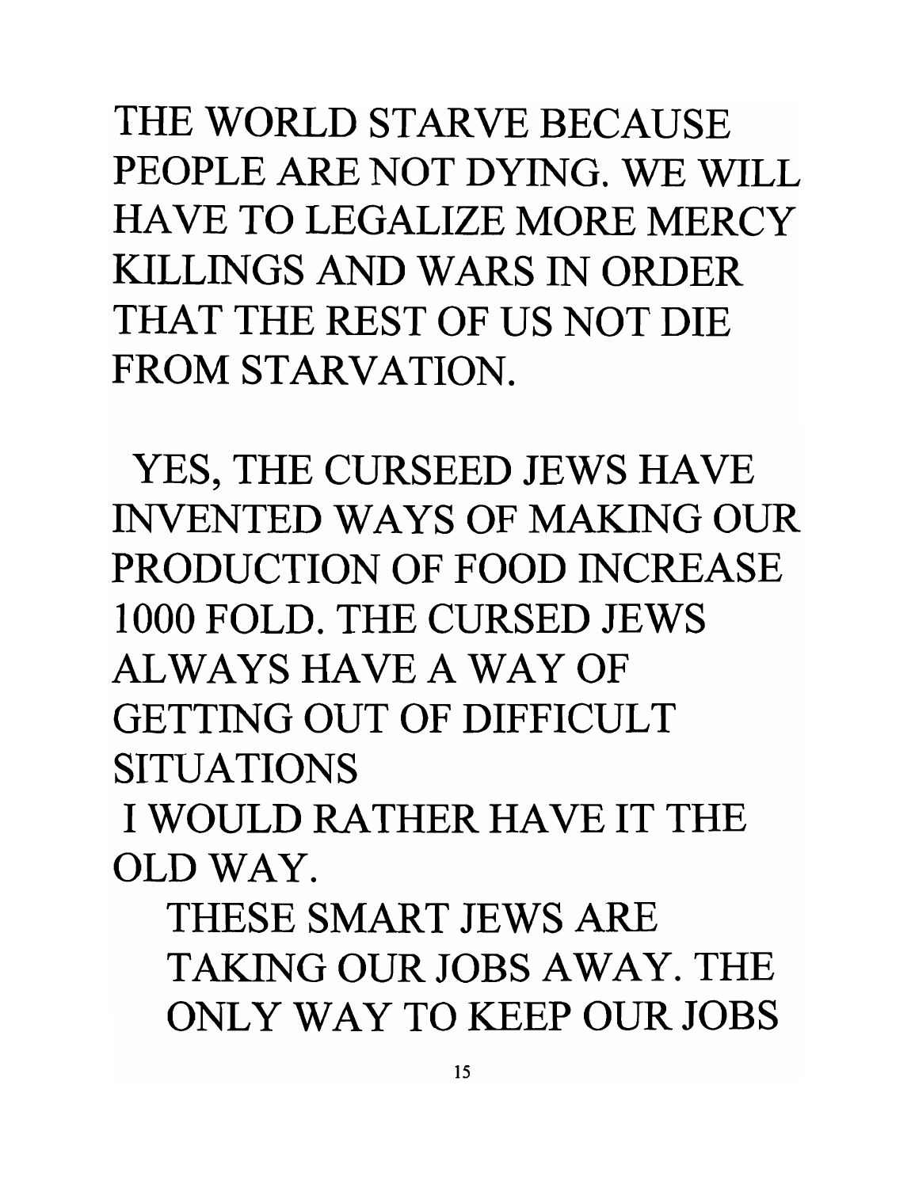THE WORLD STARVE BECAUSE PEOPLE ARE NOT DYING. WE WILL HAVE TO LEGALIZE MORE MERCY KILLINGS AND WARS IN ORDER THAT THE REST OF US NOT DIE FROM STARVATION.

YES, THE CURSEED JEWS HAVE INVENTED WAYS OF MAKING OUR PRODUCTION OF FOOD INCREASE 1000 FOLD. THE CURSED JEWS ALWAYS HAVE A WAY OF GETTING OUT OF DIFFICULT SITUATIONS

I WOULD RATHER HAVE IT THE OLD WAY.

THESE SMART JEWS ARE TAKING OUR JOBS AWAY. THE ONLY WAY TO KEEP OUR JOBS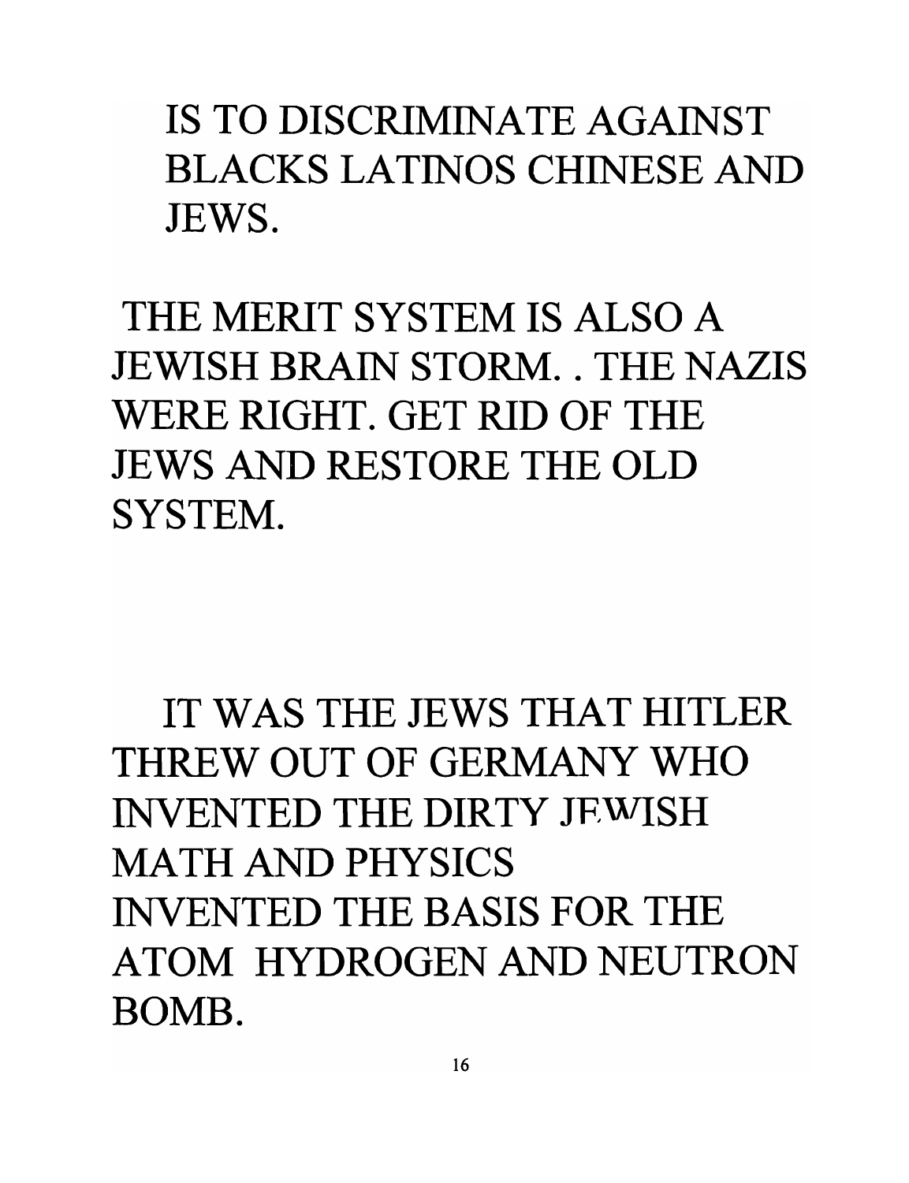IS TO DISCRIMINATE AGAINST BLACKS LATINOS CHINESE AND JEWS.

THE MERIT SYSTEM IS ALSO A JEWISH BRAIN STORM. . THE NAZIS WERE RIGHT. GET RID OF THE JEWS AND RESTORE THE OLD SYSTEM.

IT WAS THE JEWS THAT HITLER THREW OUT OF GERMANY WHO INVENTED THE DIRTY JEWISH MATH AND PHYSICS INVENTED THE BASIS FOR THE ATOM HYDROGEN AND NEUTRON BOMB.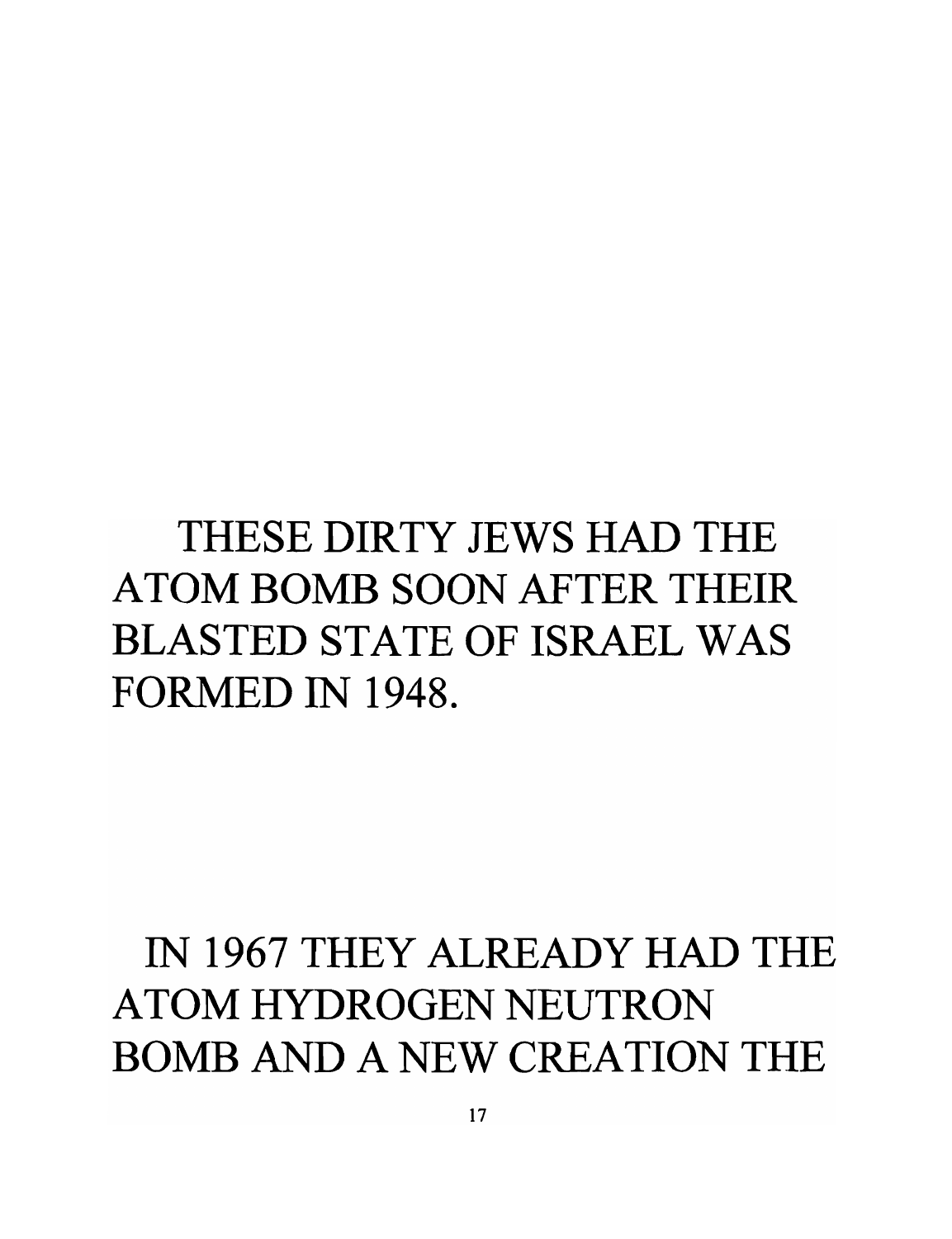THESE DIRTY JEWS HAD THE ATOM BOMB SOON AFTER THEIR BLASTED STATE OF ISRAEL WAS FORMED IN 1948.

IN 1967 THEY ALREADY HAD THE ATOM HYDROGEN NEUTRON BOMB AND A NEW CREATION THE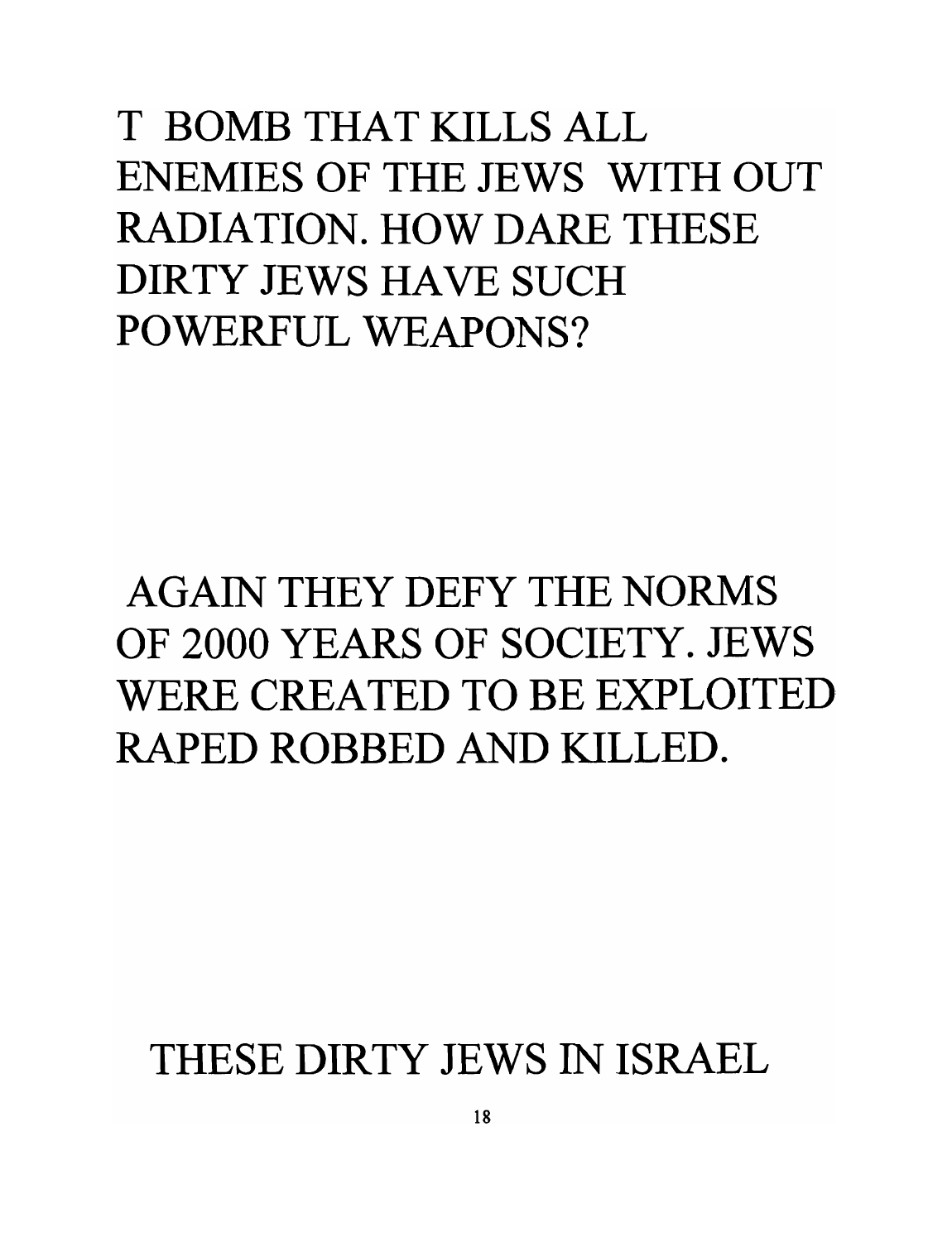T BOMB THAT KILLS ALL ENEMIES OF THE JEWS WITH OUT RADIATION. HOW DARE THESE DIRTY JEWS HAVE SUCH POWERFUL WEAPONS?

AGAIN THEY DEFY THE NORMS OF 2000 YEARS OF SOCIETY. JEWS WERE CREATED TO BE EXPLOITED RAPED ROBBED AND KILLED.

THESE DIRTY JEWS IN ISRAEL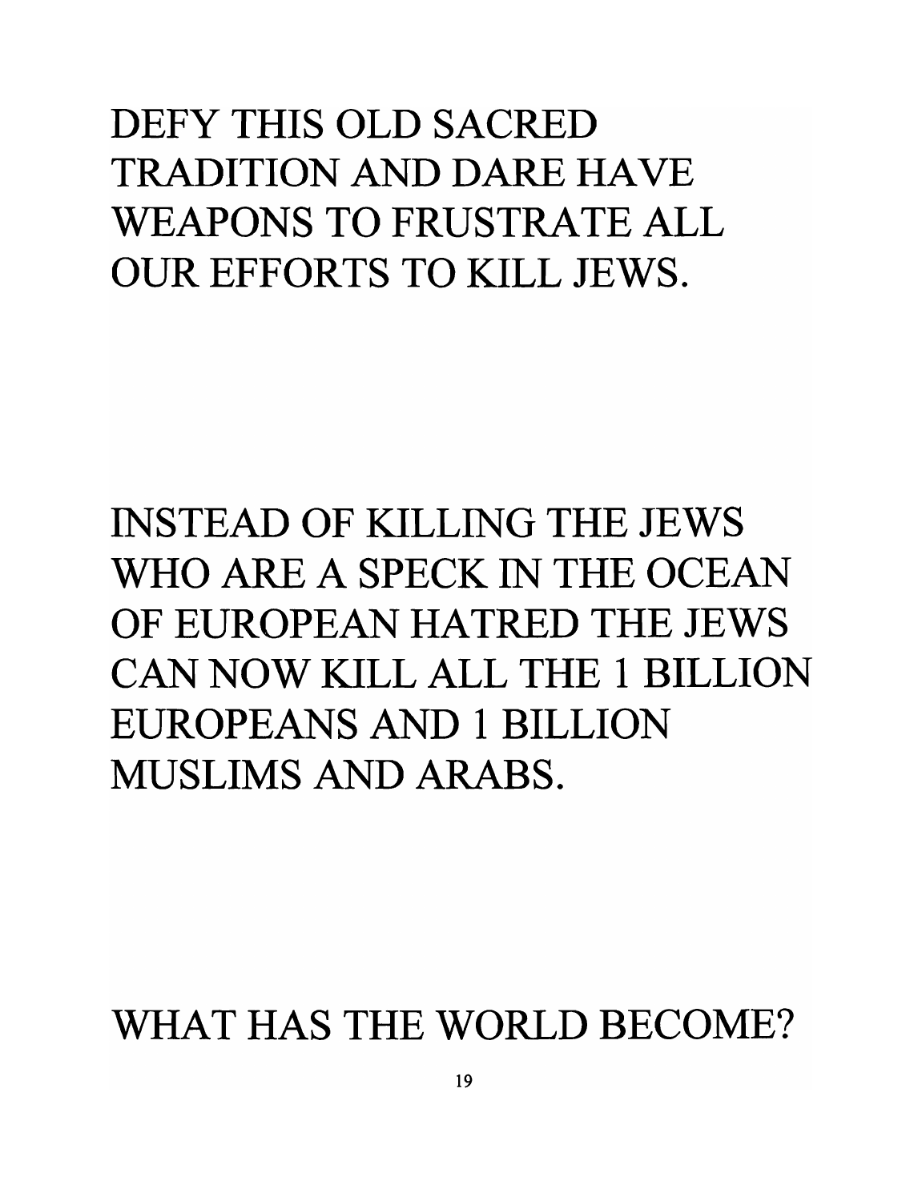DEFY THIS OLD SACRED TRADITION AND DARE HAVE WEAPONS TO FRUSTRATE ALL OUR EFFORTS TO KILL JEWS.

INSTEAD OF KILLING THE JEWS WHO ARE A SPECK IN THE OCEAN OF EUROPEAN HATRED THE JEWS CAN NOW KILL ALL THE 1 BILLION EUROPEANS AND 1 BILLION MUSLIMS AND ARABS.

WHAT HAS THE WORLD BECOME?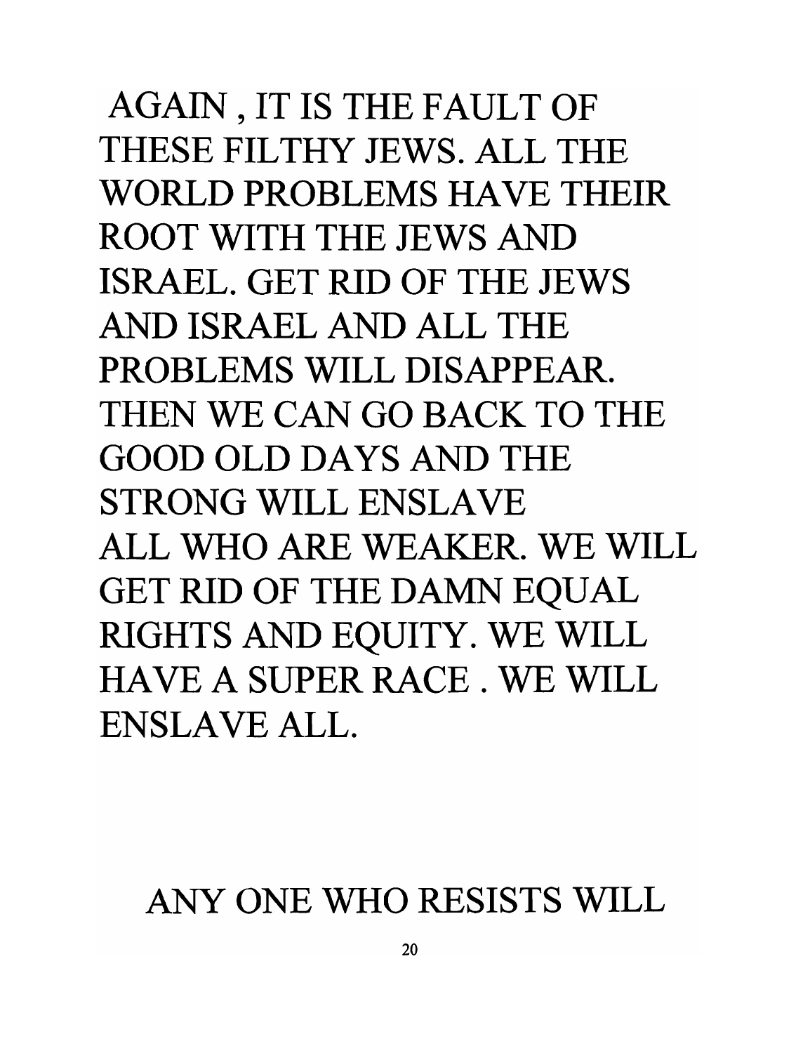AGAIN , IT IS THE FAULT OF THESE FILTHY JEWS. ALL THE WORLD PROBLEMS HAVE THEIR ROOT WITH THE JEWS AND ISRAEL. GET RID OF THE JEWS AND ISRAEL AND ALL THE PROBLEMS WILL DISAPPEAR. THEN WE CAN GO BACK TO THE GOOD OLD DAYS AND THE STRONG WILL ENSLAVE ALL WHO ARE WEAKER. WE WILL GET RID OF THE DAMN EQUAL RIGHTS AND EQUITY. WE WILL HAVE A SUPER RACE . WE WILL ENSLAVE ALL.

ANY ONE WHO RESISTS WILL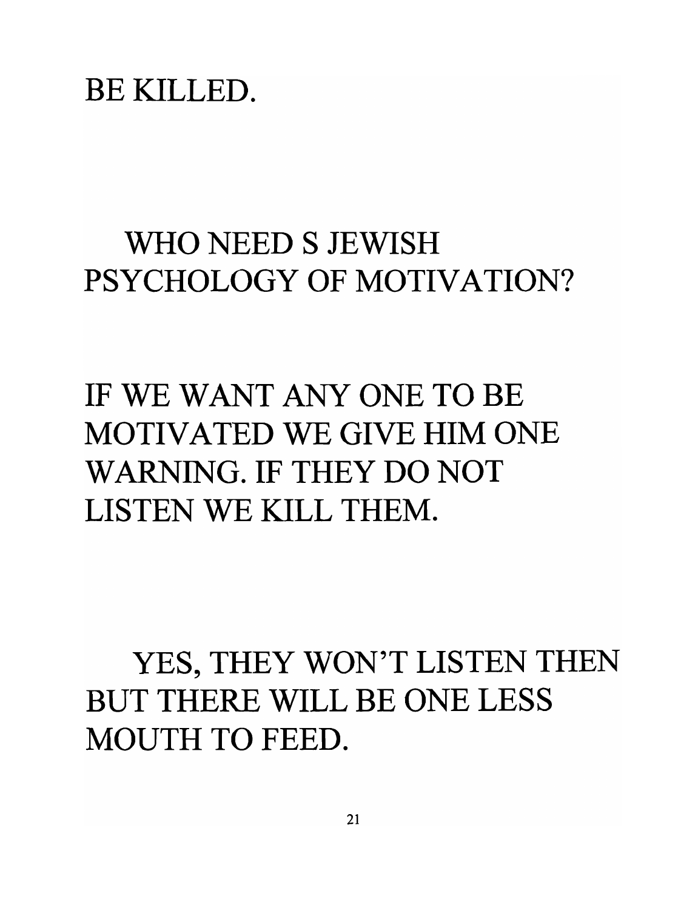BE KILLED.

WHO NEED S JEWISH PSYCHOLOGY OF MOTIVATION?

IF WE WANT ANY ONE TO BE MOTIVATED WE GIVE HIM ONE WARNING. IF THEY DO NOT LISTEN WE KILL THEM.

YES, THEY WON'T LISTEN THEN BUT THERE WILL BE ONE LESS MOUTH TO FEED.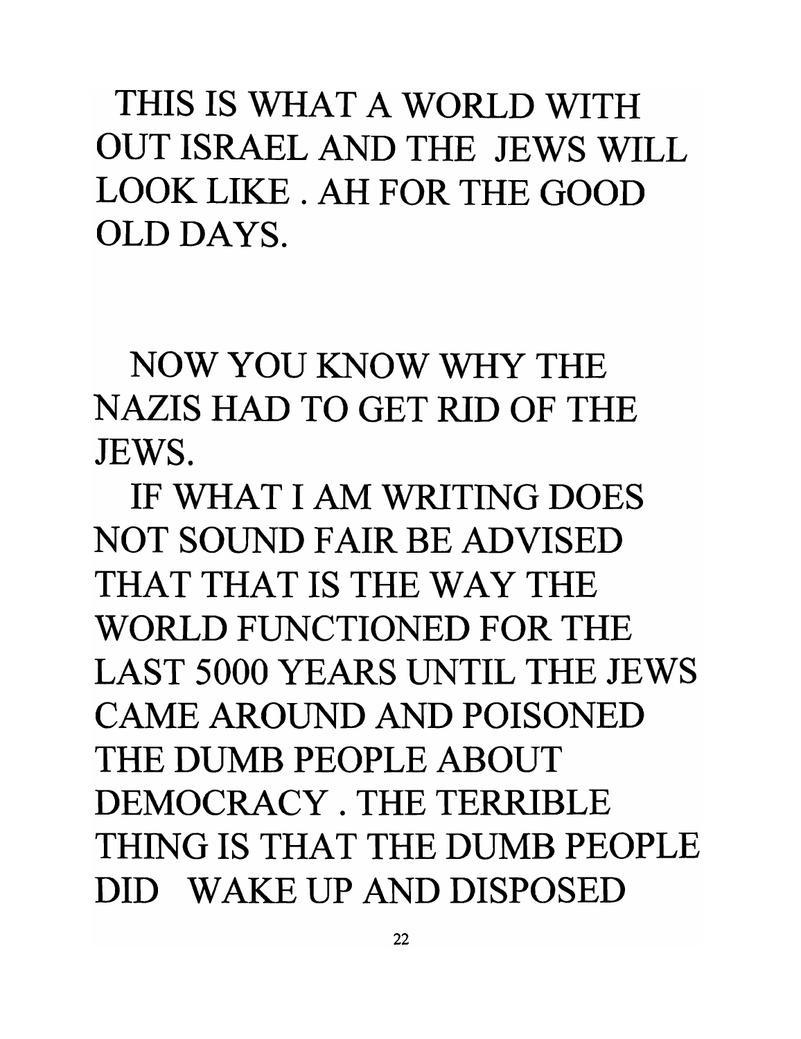THIS IS WHAT A WORLD WITH OUT ISRAEL AND THE JEWS WILL LOOK LIKE . AH FOR THE GOOD OLD DAYS.

NOW YOU KNOW WHY THE NAZIS HAD TO GET RID OF THE JEWS.

IF WHAT I AM WRITING DOES NOT SOUND FAIR BE ADVISED THAT THAT IS THE WAY THE WORLD FUNCTIONED FOR THE LAST 5000 YEARS UNTIL THE JEWS CAME AROUND AND POISONED THE DUMB PEOPLE ABOUT DEMOCRACY . THE TERRIBLE THING IS THAT THE DUMB PEOPLE DID WAKE UP AND DISPOSED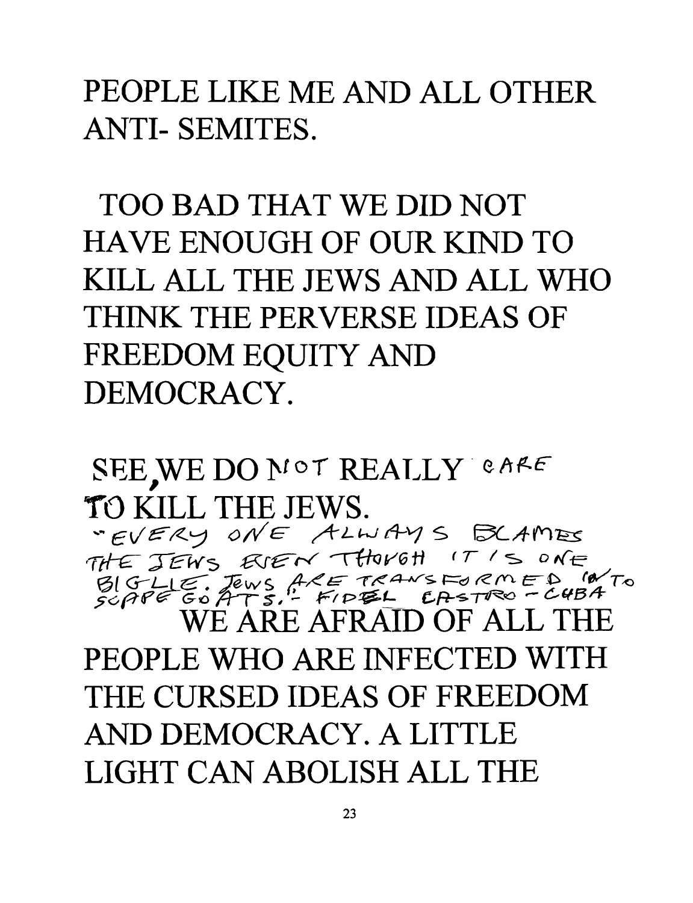PEOPLE LIKE ME AND ALL OTHER ANTI- SEMITES.

TOO BAD THAT WE DID NOT HAVE ENOUGH OF OUR KIND TO KILL ALL THE JEWS AND ALL WHO THINK THE PERVERSE IDEAS OF FREEDOM EQUITY AND DEMOCRACY.

SEE, WE DO NOT REALLY CARE TO KILL THE JEWS.

"EVERY ONE ALWAYS BLAMES THE JEWS EVEN THOUGH IT IS ONE BIG LIE. Jews ARE TRANSFORMED INTO SCAPE GOATS." - FIDEL CASTRO - CUBA

WE ARE AFRAID OF ALL THE PEOPLE WHO ARE INFECTED WITH THE CURSED IDEAS OF FREEDOM AND DEMOCRACY. A LITTLE LIGHT CAN ABOLISH ALL THE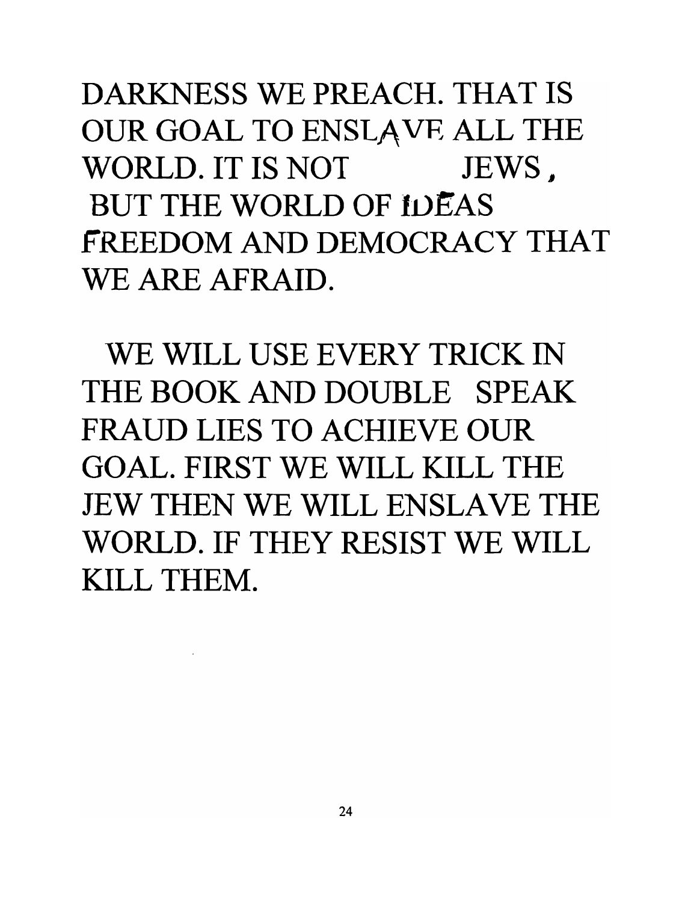DARKNESS WE PREACH. THAT IS OUR GOAL TO ENSLAVE ALL THE WORLD. IT IS NOT JEWS, BUT THE WORLD OF IDEAS FREEDOM AND DEMOCRACY THAT WE ARE AFRAID.

WE WILL USE EVERY TRICK IN THE BOOK AND DOUBLE SPEAK FRAUD LIES TO ACHIEVE OUR GOAL. FIRST WE WILL KILL THE JEW THEN WE WILL ENSLAVE THE WORLD. IF THEY RESIST WE WILL KILL THEM.